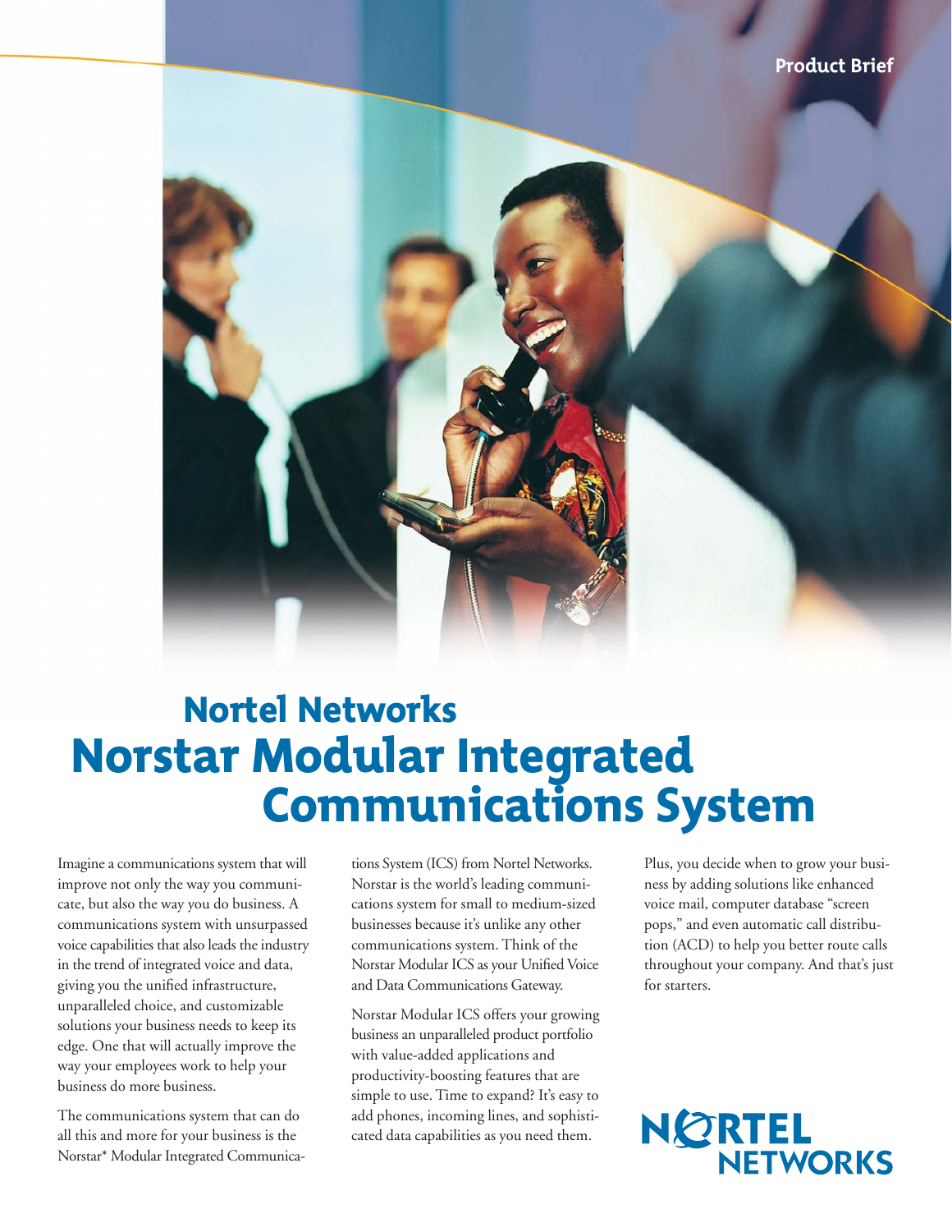Product Brief

# Nortel Networks
# Norstar Modular Integrated Communications System

Imagine a communications system that will improve not only the way you communicate, but also the way you do business. A communications system with unsurpassed voice capabilities that also leads the industry in the trend of integrated voice and data, giving you the unified infrastructure, unparalleled choice, and customizable solutions your business needs to keep its edge. One that will actually improve the way your employees work to help your business do more business.

The communications system that can do all this and more for your business is the Norstar* Modular Integrated Communications System (ICS) from Nortel Networks. Norstar is the world's leading communications system for small to medium-sized businesses because it's unlike any other communications system. Think of the Norstar Modular ICS as your Unified Voice and Data Communications Gateway.

Norstar Modular ICS offers your growing business an unparalleled product portfolio with value-added applications and productivity-boosting features that are simple to use. Time to expand? It's easy to add phones, incoming lines, and sophisticated data capabilities as you need them.

Plus, you decide when to grow your business by adding solutions like enhanced voice mail, computer database "screen pops," and even automatic call distribution (ACD) to help you better route calls throughout your company. And that's just for starters.

NORTEL NETWORKS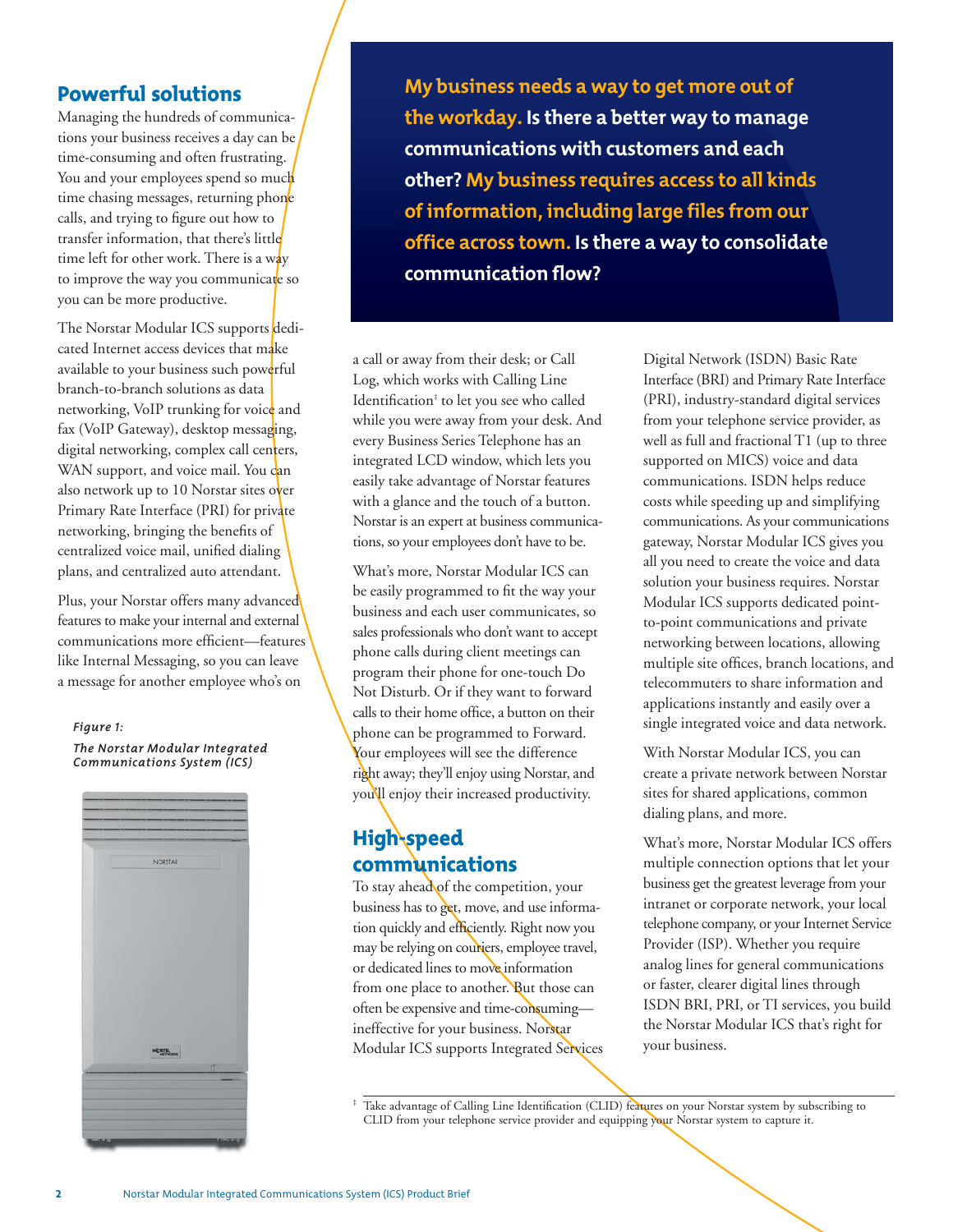## Powerful solutions

Managing the hundreds of communications your business receives a day can be time-consuming and often frustrating. You and your employees spend so much time chasing messages, returning phone calls, and trying to figure out how to transfer information, that there's little time left for other work. There is a way to improve the way you communicate so you can be more productive.

The Norstar Modular ICS supports dedicated Internet access devices that make available to your business such powerful branch-to-branch solutions as data networking, VoIP trunking for voice and fax (VoIP Gateway), desktop messaging, digital networking, complex call centers, WAN support, and voice mail. You can also network up to 10 Norstar sites over Primary Rate Interface (PRI) for private networking, bringing the benefits of centralized voice mail, unified dialing plans, and centralized auto attendant.

Plus, your Norstar offers many advanced features to make your internal and external communications more efficient—features like Internal Messaging, so you can leave a message for another employee who's on a call or away from their desk; or Call Log, which works with Calling Line Identification‡ to let you see who called while you were away from your desk. And every Business Series Telephone has an integrated LCD window, which lets you easily take advantage of Norstar features with a glance and the touch of a button. Norstar is an expert at business communications, so your employees don't have to be.

*Figure 1:*

*The Norstar Modular Integrated Communications System (ICS)*

**My business needs a way to get more out of the workday. Is there a better way to manage communications with customers and each other? My business requires access to all kinds of information, including large files from our office across town. Is there a way to consolidate communication flow?**

What's more, Norstar Modular ICS can be easily programmed to fit the way your business and each user communicates, so sales professionals who don't want to accept phone calls during client meetings can program their phone for one-touch Do Not Disturb. Or if they want to forward calls to their home office, a button on their phone can be programmed to Forward. Your employees will see the difference right away; they'll enjoy using Norstar, and you'll enjoy their increased productivity.

## High-speed communications

To stay ahead of the competition, your business has to get, move, and use information quickly and efficiently. Right now you may be relying on couriers, employee travel, or dedicated lines to move information from one place to another. But those can often be expensive and time-consuming—ineffective for your business. Norstar Modular ICS supports Integrated Services Digital Network (ISDN) Basic Rate Interface (BRI) and Primary Rate Interface (PRI), industry-standard digital services from your telephone service provider, as well as full and fractional T1 (up to three supported on MICS) voice and data communications. ISDN helps reduce costs while speeding up and simplifying communications. As your communications gateway, Norstar Modular ICS gives you all you need to create the voice and data solution your business requires. Norstar Modular ICS supports dedicated point-to-point communications and private networking between locations, allowing multiple site offices, branch locations, and telecommuters to share information and applications instantly and easily over a single integrated voice and data network.

With Norstar Modular ICS, you can create a private network between Norstar sites for shared applications, common dialing plans, and more.

What's more, Norstar Modular ICS offers multiple connection options that let your business get the greatest leverage from your intranet or corporate network, your local telephone company, or your Internet Service Provider (ISP). Whether you require analog lines for general communications or faster, clearer digital lines through ISDN BRI, PRI, or TI services, you build the Norstar Modular ICS that's right for your business.

‡ Take advantage of Calling Line Identification (CLID) features on your Norstar system by subscribing to CLID from your telephone service provider and equipping your Norstar system to capture it.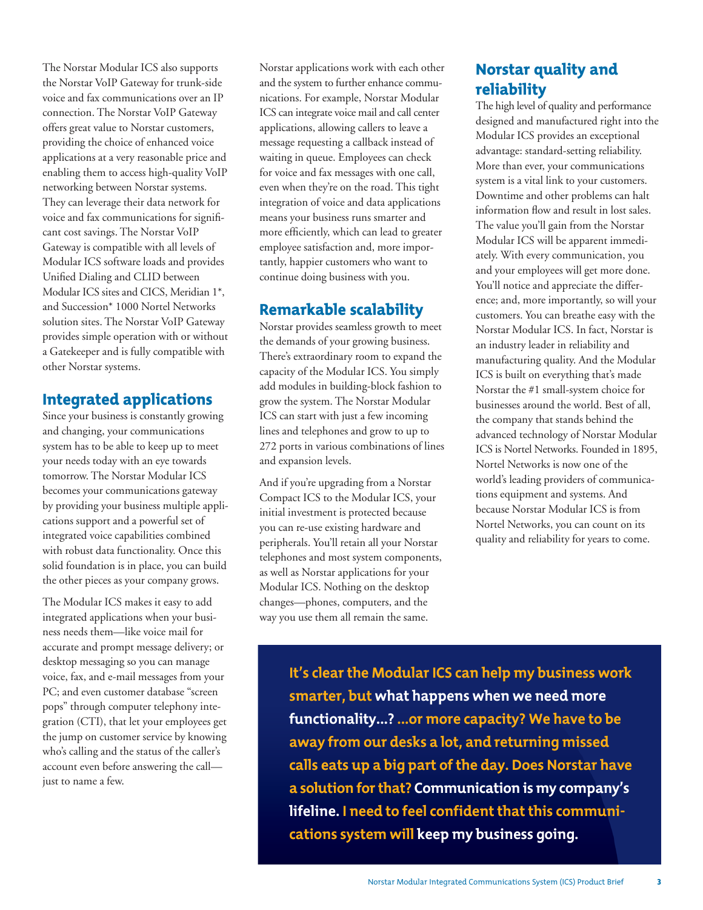The Norstar Modular ICS also supports the Norstar VoIP Gateway for trunk-side voice and fax communications over an IP connection. The Norstar VoIP Gateway offers great value to Norstar customers, providing the choice of enhanced voice applications at a very reasonable price and enabling them to access high-quality VoIP networking between Norstar systems. They can leverage their data network for voice and fax communications for significant cost savings. The Norstar VoIP Gateway is compatible with all levels of Modular ICS software loads and provides Unified Dialing and CLID between Modular ICS sites and CICS, Meridian 1*, and Succession* 1000 Nortel Networks solution sites. The Norstar VoIP Gateway provides simple operation with or without a Gatekeeper and is fully compatible with other Norstar systems.

## Integrated applications

Since your business is constantly growing and changing, your communications system has to be able to keep up to meet your needs today with an eye towards tomorrow. The Norstar Modular ICS becomes your communications gateway by providing your business multiple applications support and a powerful set of integrated voice capabilities combined with robust data functionality. Once this solid foundation is in place, you can build the other pieces as your company grows.

The Modular ICS makes it easy to add integrated applications when your business needs them—like voice mail for accurate and prompt message delivery; or desktop messaging so you can manage voice, fax, and e-mail messages from your PC; and even customer database "screen pops" through computer telephony integration (CTI), that let your employees get the jump on customer service by knowing who's calling and the status of the caller's account even before answering the call—just to name a few.

Norstar applications work with each other and the system to further enhance communications. For example, Norstar Modular ICS can integrate voice mail and call center applications, allowing callers to leave a message requesting a callback instead of waiting in queue. Employees can check for voice and fax messages with one call, even when they're on the road. This tight integration of voice and data applications means your business runs smarter and more efficiently, which can lead to greater employee satisfaction and, more importantly, happier customers who want to continue doing business with you.

## Remarkable scalability

Norstar provides seamless growth to meet the demands of your growing business. There's extraordinary room to expand the capacity of the Modular ICS. You simply add modules in building-block fashion to grow the system. The Norstar Modular ICS can start with just a few incoming lines and telephones and grow to up to 272 ports in various combinations of lines and expansion levels.

And if you're upgrading from a Norstar Compact ICS to the Modular ICS, your initial investment is protected because you can re-use existing hardware and peripherals. You'll retain all your Norstar telephones and most system components, as well as Norstar applications for your Modular ICS. Nothing on the desktop changes—phones, computers, and the way you use them all remain the same.

## Norstar quality and reliability

The high level of quality and performance designed and manufactured right into the Modular ICS provides an exceptional advantage: standard-setting reliability. More than ever, your communications system is a vital link to your customers. Downtime and other problems can halt information flow and result in lost sales. The value you'll gain from the Norstar Modular ICS will be apparent immediately. With every communication, you and your employees will get more done. You'll notice and appreciate the difference; and, more importantly, so will your customers. You can breathe easy with the Norstar Modular ICS. In fact, Norstar is an industry leader in reliability and manufacturing quality. And the Modular ICS is built on everything that's made Norstar the #1 small-system choice for businesses around the world. Best of all, the company that stands behind the advanced technology of Norstar Modular ICS is Nortel Networks. Founded in 1895, Nortel Networks is now one of the world's leading providers of communications equipment and systems. And because Norstar Modular ICS is from Nortel Networks, you can count on its quality and reliability for years to come.

**It's clear the Modular ICS can help my business work smarter, but what happens when we need more functionality...? ...or more capacity? We have to be away from our desks a lot, and returning missed calls eats up a big part of the day. Does Norstar have a solution for that? Communication is my company's lifeline. I need to feel confident that this communications system will keep my business going.**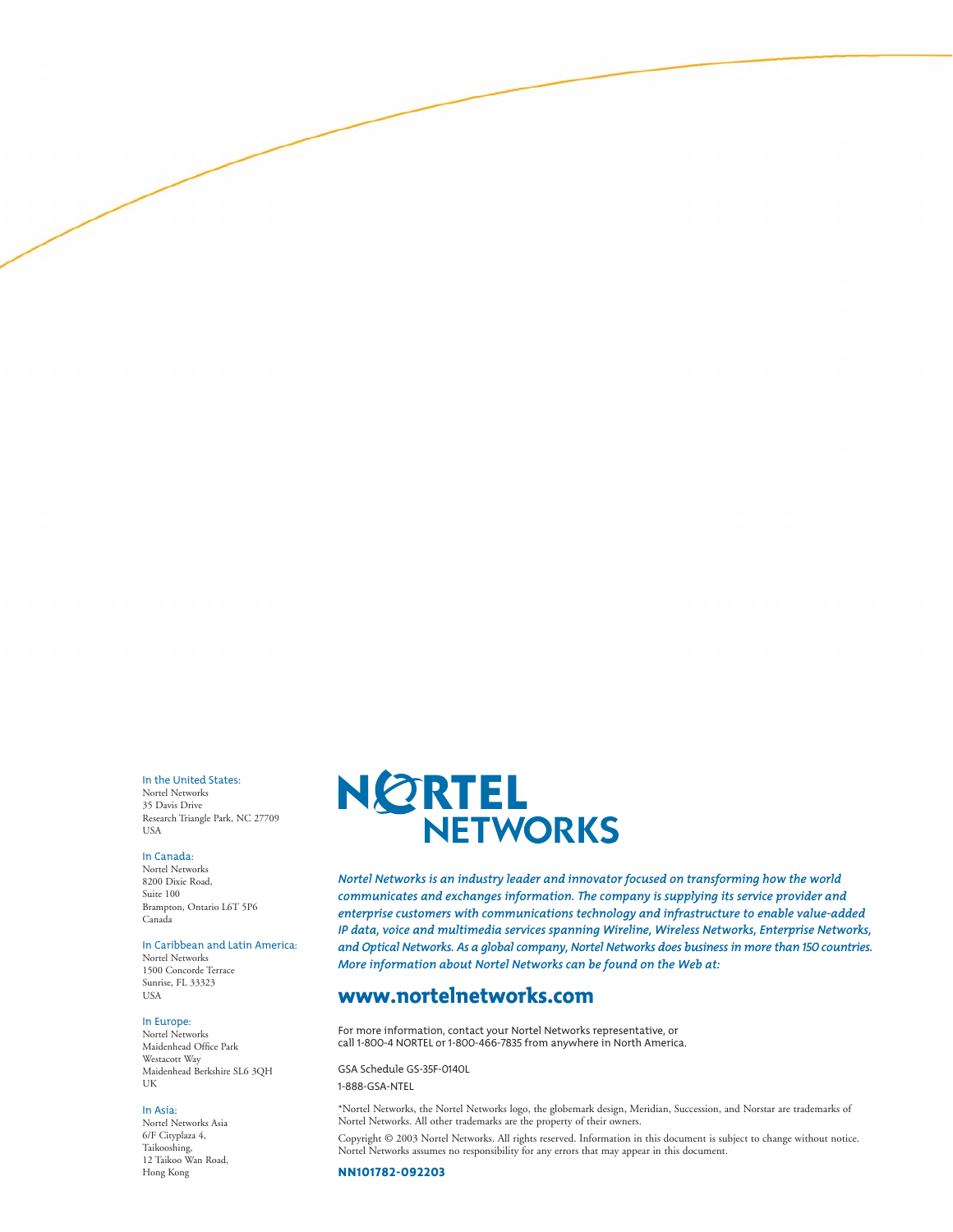In the United States:
Nortel Networks
35 Davis Drive
Research Triangle Park, NC 27709
USA

In Canada:
Nortel Networks
8200 Dixie Road,
Suite 100
Brampton, Ontario L6T 5P6
Canada

In Caribbean and Latin America:
Nortel Networks
1500 Concorde Terrace
Sunrise, FL 33323
USA

In Europe:
Nortel Networks
Maidenhead Office Park
Westacott Way
Maidenhead Berkshire SL6 3QH
UK

In Asia:
Nortel Networks Asia
6/F Cityplaza 4,
Taikooshing,
12 Taikoo Wan Road,
Hong Kong

NORTEL NETWORKS

*Nortel Networks is an industry leader and innovator focused on transforming how the world communicates and exchanges information. The company is supplying its service provider and enterprise customers with communications technology and infrastructure to enable value-added IP data, voice and multimedia services spanning Wireline, Wireless Networks, Enterprise Networks, and Optical Networks. As a global company, Nortel Networks does business in more than 150 countries. More information about Nortel Networks can be found on the Web at:*

## www.nortelnetworks.com

For more information, contact your Nortel Networks representative, or call 1-800-4 NORTEL or 1-800-466-7835 from anywhere in North America.

GSA Schedule GS-35F-0140L

1-888-GSA-NTEL

*Nortel Networks, the Nortel Networks logo, the globemark design, Meridian, Succession, and Norstar are trademarks of Nortel Networks. All other trademarks are the property of their owners.

Copyright © 2003 Nortel Networks. All rights reserved. Information in this document is subject to change without notice. Nortel Networks assumes no responsibility for any errors that may appear in this document.

**NN101782-092203**